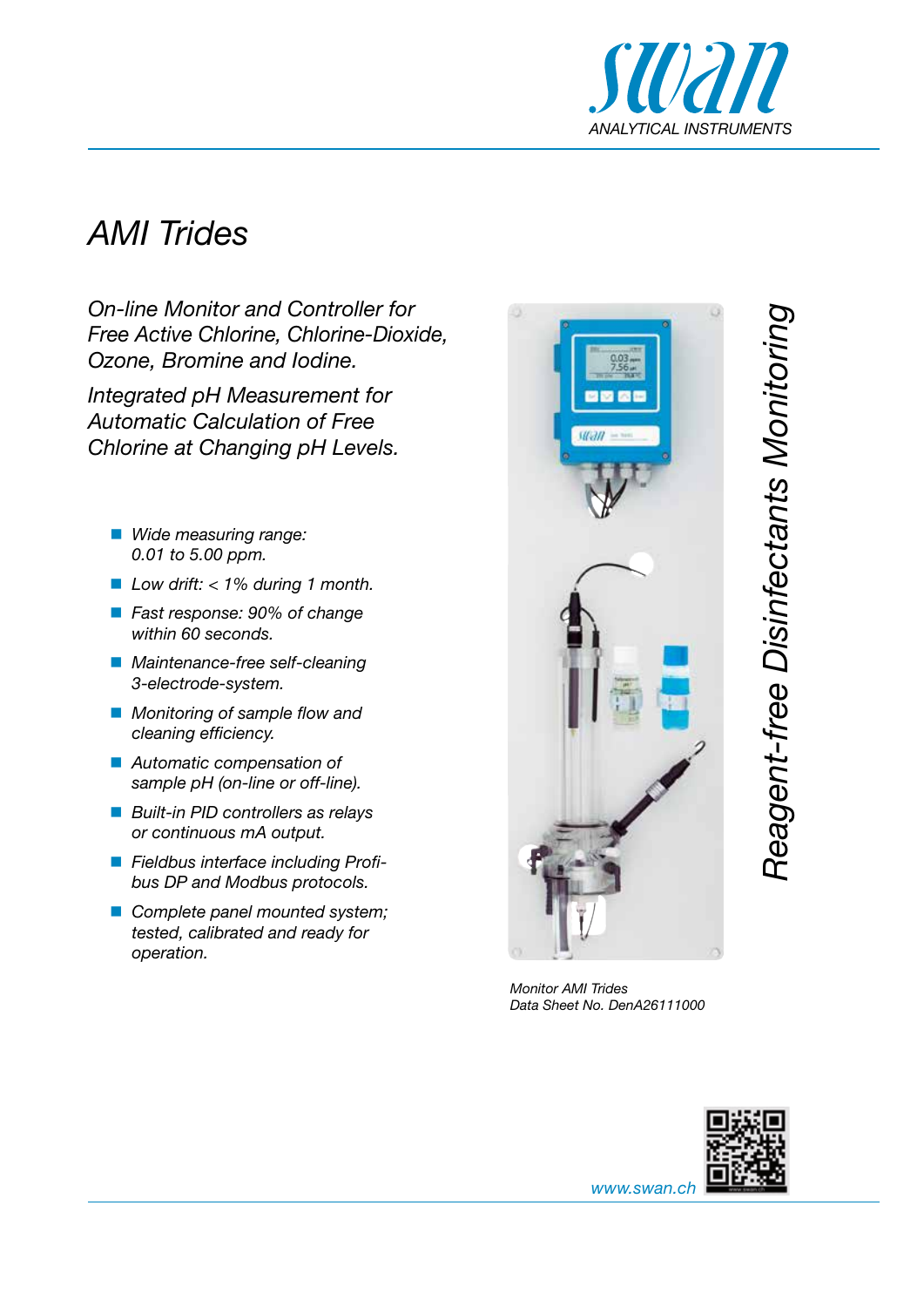swan

ANALYTICAL INSTRUMENTS

# AMI Trides

*On-line Monitor and Controller for Free Active Chlorine, Chlorine-Dioxide, Ozone, Bromine and Iodine.*

*Integrated pH Measurement for Automatic Calculation of Free Chlorine at Changing pH Levels.*

- *Wide measuring range: 0.01 to 5.00 ppm.*
- *Low drift: < 1% during 1 month.*
- *Fast response: 90% of change within 60 seconds.*
- *Maintenance-free self-cleaning 3-electrode-system.*
- *Monitoring of sample flow and cleaning efficiency.*
- *Automatic compensation of sample pH (on-line or off-line).*
- *Built-in PID controllers as relays or continuous mA output.*
- *Fieldbus interface including Profibus DP and Modbus protocols.*
- *Complete panel mounted system; tested, calibrated and ready for operation.*

*Reagent-free Disinfectants Monitoring*

*Monitor AMI Trides*
*Data Sheet No. DenA26111000*

www.swan.ch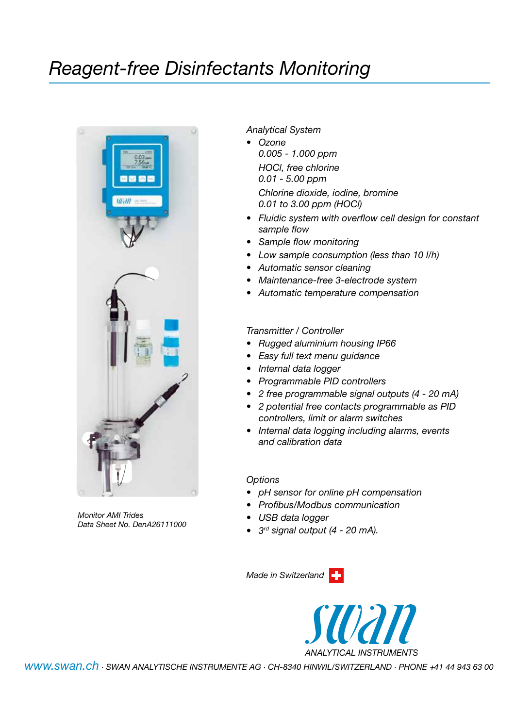# Reagent-free Disinfectants Monitoring

Monitor AMI Trides
Data Sheet No. DenA26111000

*Analytical System*

- *Ozone*
  *0.005 - 1.000 ppm*
  *HOCl, free chlorine*
  *0.01 - 5.00 ppm*
  *Chlorine dioxide, iodine, bromine*
  *0.01 to 3.00 ppm (HOCl)*
- *Fluidic system with overflow cell design for constant sample flow*
- *Sample flow monitoring*
- *Low sample consumption (less than 10 l/h)*
- *Automatic sensor cleaning*
- *Maintenance-free 3-electrode system*
- *Automatic temperature compensation*

*Transmitter / Controller*

- *Rugged aluminium housing IP66*
- *Easy full text menu guidance*
- *Internal data logger*
- *Programmable PID controllers*
- *2 free programmable signal outputs (4 - 20 mA)*
- *2 potential free contacts programmable as PID controllers, limit or alarm switches*
- *Internal data logging including alarms, events and calibration data*

*Options*

- *pH sensor for online pH compensation*
- *Profibus/Modbus communication*
- *USB data logger*
- *3rd signal output (4 - 20 mA).*

*Made in Switzerland*

swan
ANALYTICAL INSTRUMENTS

www.swan.ch · SWAN ANALYTISCHE INSTRUMENTE AG · CH-8340 HINWIL/SWITZERLAND · PHONE +41 44 943 63 00